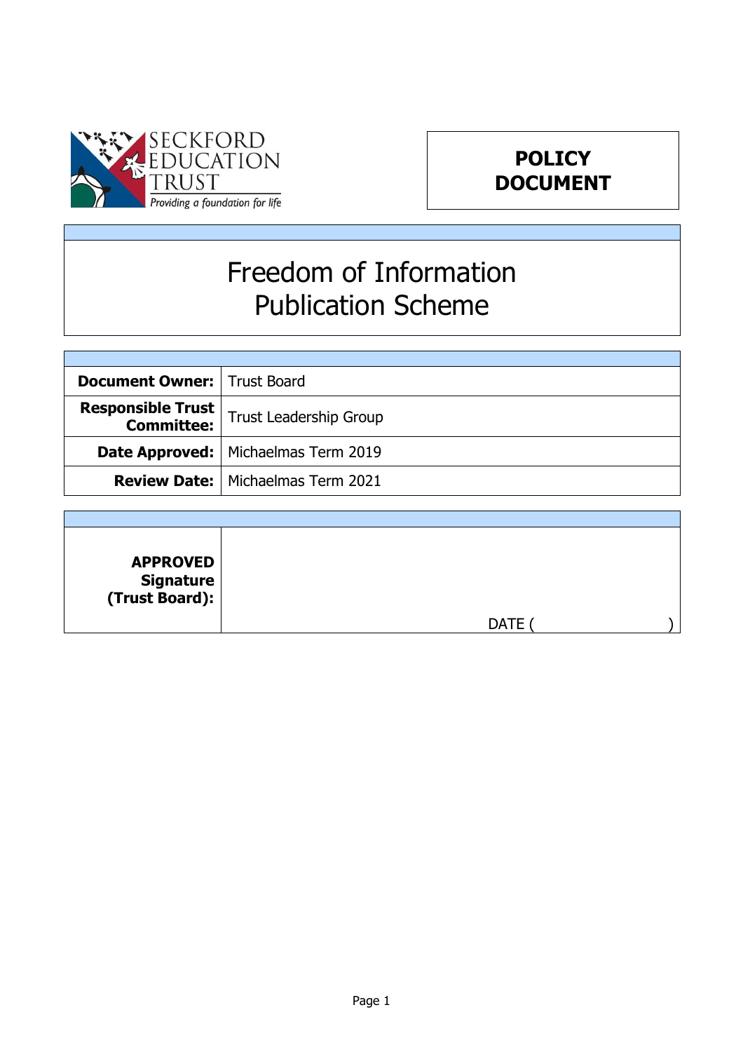SECKFORD EDUCATION TRUST
*Providing a foundation for life*

**POLICY DOCUMENT**

# Freedom of Information Publication Scheme

| | |
|---|---|
| **Document Owner:** | Trust Board |
| **Responsible Trust Committee:** | Trust Leadership Group |
| **Date Approved:** | Michaelmas Term 2019 |
| **Review Date:** | Michaelmas Term 2021 |

| | |
|---|---|
| **APPROVED Signature (Trust Board):** | DATE ( ) |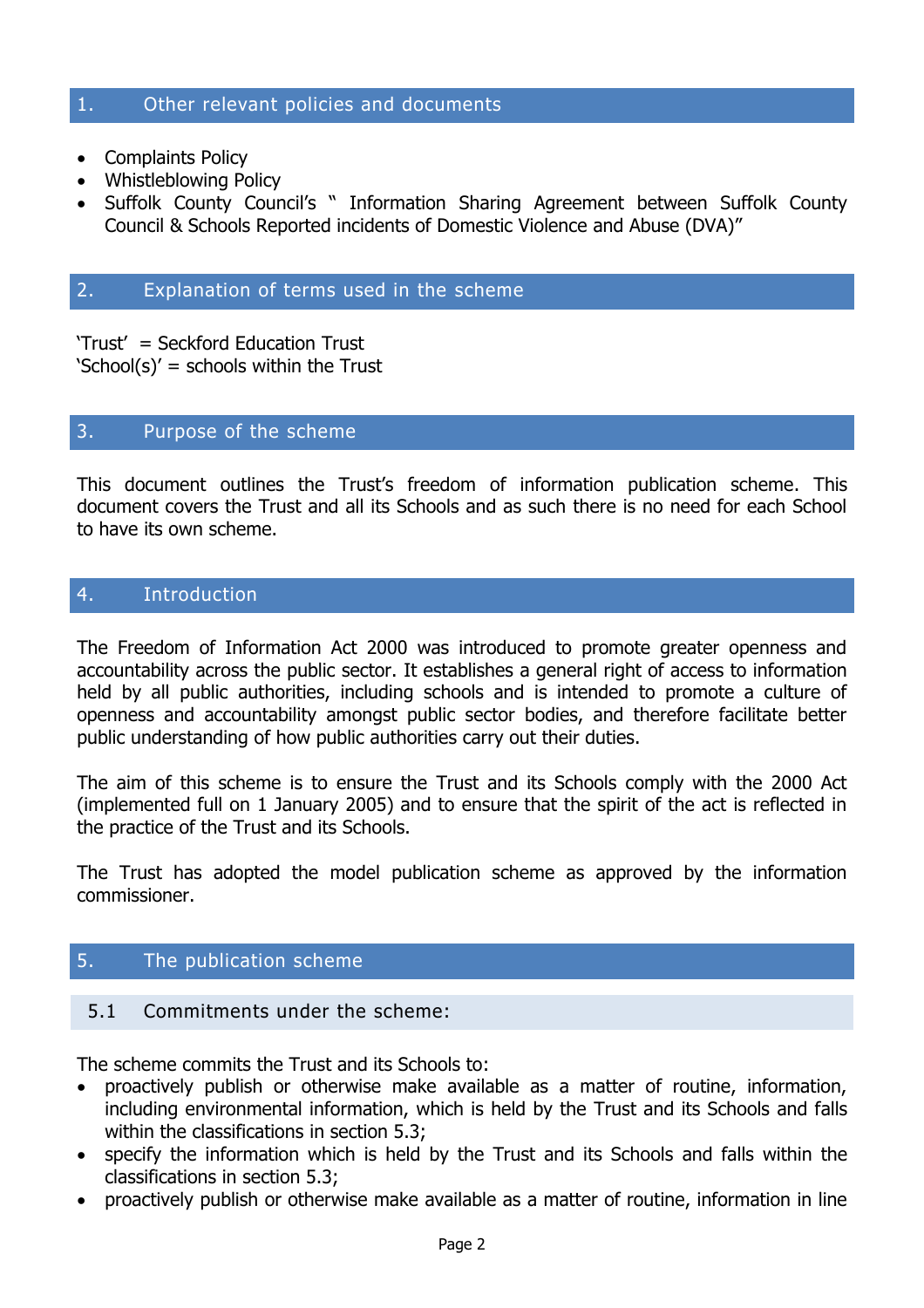## 1. Other relevant policies and documents

- Complaints Policy
- Whistleblowing Policy
- Suffolk County Council's " Information Sharing Agreement between Suffolk County Council & Schools Reported incidents of Domestic Violence and Abuse (DVA)"

## 2. Explanation of terms used in the scheme

'Trust' = Seckford Education Trust
'School(s)' = schools within the Trust

## 3. Purpose of the scheme

This document outlines the Trust's freedom of information publication scheme. This document covers the Trust and all its Schools and as such there is no need for each School to have its own scheme.

## 4. Introduction

The Freedom of Information Act 2000 was introduced to promote greater openness and accountability across the public sector. It establishes a general right of access to information held by all public authorities, including schools and is intended to promote a culture of openness and accountability amongst public sector bodies, and therefore facilitate better public understanding of how public authorities carry out their duties.

The aim of this scheme is to ensure the Trust and its Schools comply with the 2000 Act (implemented full on 1 January 2005) and to ensure that the spirit of the act is reflected in the practice of the Trust and its Schools.

The Trust has adopted the model publication scheme as approved by the information commissioner.

## 5. The publication scheme

### 5.1 Commitments under the scheme:

The scheme commits the Trust and its Schools to:

- proactively publish or otherwise make available as a matter of routine, information, including environmental information, which is held by the Trust and its Schools and falls within the classifications in section 5.3;
- specify the information which is held by the Trust and its Schools and falls within the classifications in section 5.3;
- proactively publish or otherwise make available as a matter of routine, information in line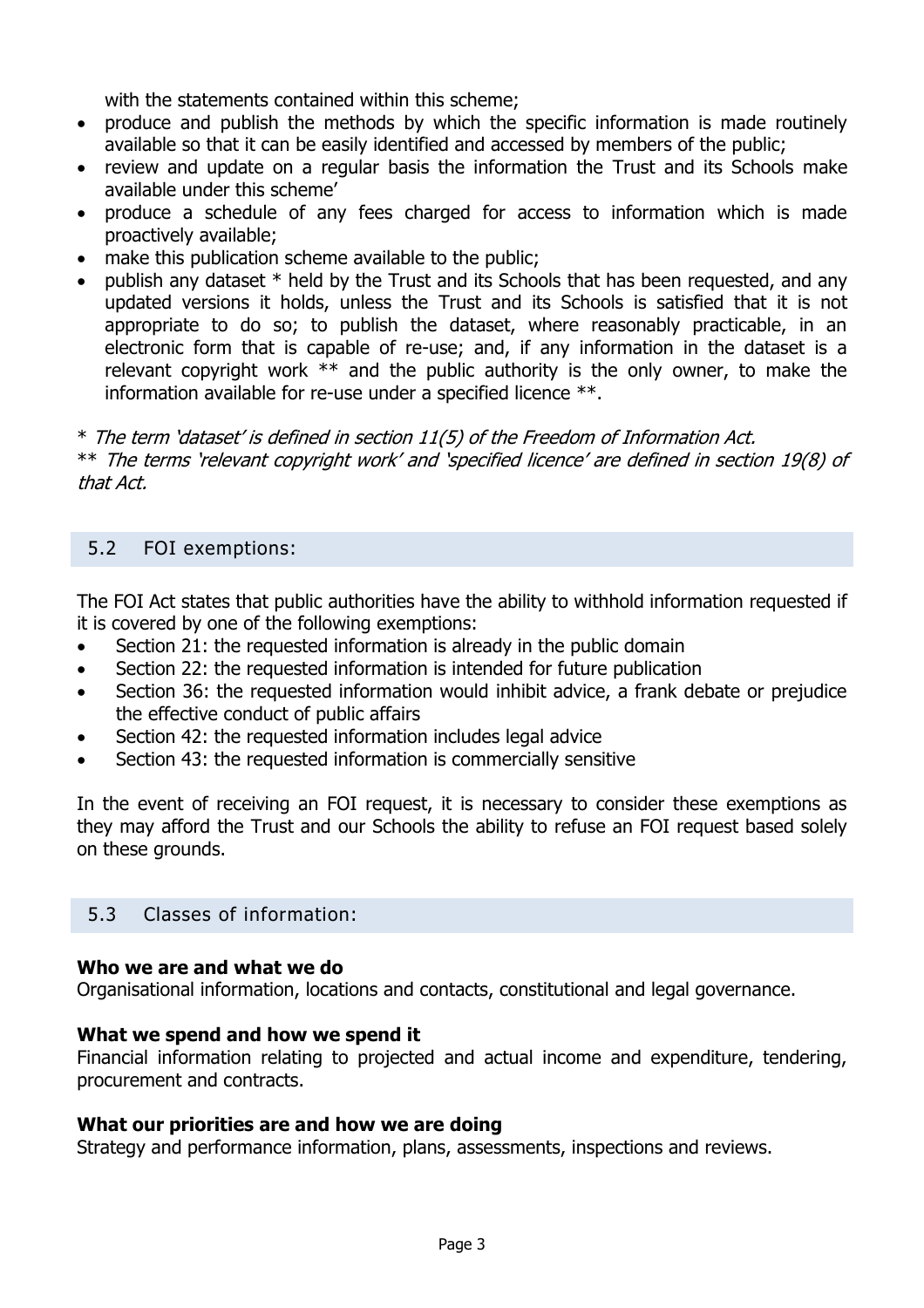with the statements contained within this scheme;

- produce and publish the methods by which the specific information is made routinely available so that it can be easily identified and accessed by members of the public;
- review and update on a regular basis the information the Trust and its Schools make available under this scheme'
- produce a schedule of any fees charged for access to information which is made proactively available;
- make this publication scheme available to the public;
- publish any dataset * held by the Trust and its Schools that has been requested, and any updated versions it holds, unless the Trust and its Schools is satisfied that it is not appropriate to do so; to publish the dataset, where reasonably practicable, in an electronic form that is capable of re-use; and, if any information in the dataset is a relevant copyright work ** and the public authority is the only owner, to make the information available for re-use under a specified licence **.

* *The term 'dataset' is defined in section 11(5) of the Freedom of Information Act.*
** *The terms 'relevant copyright work' and 'specified licence' are defined in section 19(8) of that Act.*

## 5.2 FOI exemptions:

The FOI Act states that public authorities have the ability to withhold information requested if it is covered by one of the following exemptions:

- Section 21: the requested information is already in the public domain
- Section 22: the requested information is intended for future publication
- Section 36: the requested information would inhibit advice, a frank debate or prejudice the effective conduct of public affairs
- Section 42: the requested information includes legal advice
- Section 43: the requested information is commercially sensitive

In the event of receiving an FOI request, it is necessary to consider these exemptions as they may afford the Trust and our Schools the ability to refuse an FOI request based solely on these grounds.

## 5.3 Classes of information:

**Who we are and what we do**
Organisational information, locations and contacts, constitutional and legal governance.

**What we spend and how we spend it**
Financial information relating to projected and actual income and expenditure, tendering, procurement and contracts.

**What our priorities are and how we are doing**
Strategy and performance information, plans, assessments, inspections and reviews.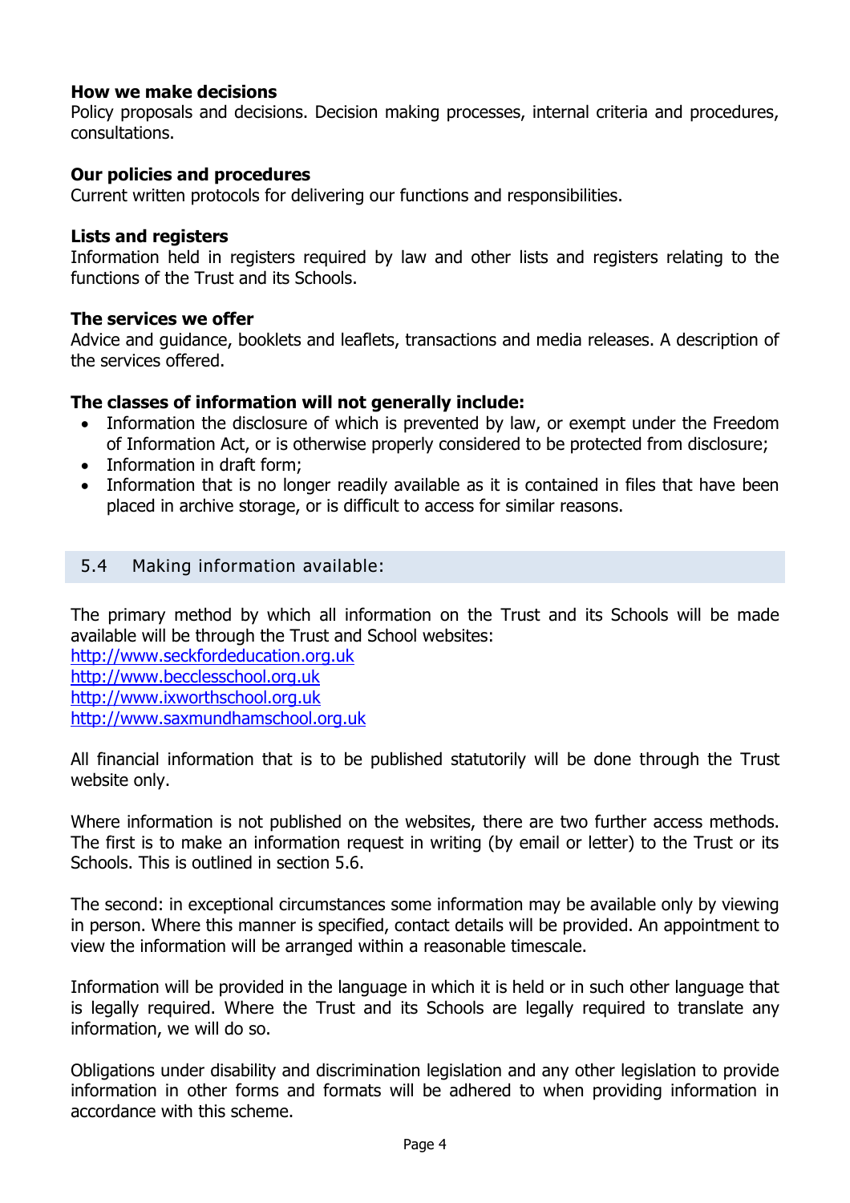**How we make decisions**
Policy proposals and decisions. Decision making processes, internal criteria and procedures, consultations.

**Our policies and procedures**
Current written protocols for delivering our functions and responsibilities.

**Lists and registers**
Information held in registers required by law and other lists and registers relating to the functions of the Trust and its Schools.

**The services we offer**
Advice and guidance, booklets and leaflets, transactions and media releases. A description of the services offered.

**The classes of information will not generally include:**

- Information the disclosure of which is prevented by law, or exempt under the Freedom of Information Act, or is otherwise properly considered to be protected from disclosure;
- Information in draft form;
- Information that is no longer readily available as it is contained in files that have been placed in archive storage, or is difficult to access for similar reasons.

## 5.4 Making information available:

The primary method by which all information on the Trust and its Schools will be made available will be through the Trust and School websites:
http://www.seckfordeducation.org.uk
http://www.becclesschool.org.uk
http://www.ixworthschool.org.uk
http://www.saxmundhamschool.org.uk

All financial information that is to be published statutorily will be done through the Trust website only.

Where information is not published on the websites, there are two further access methods. The first is to make an information request in writing (by email or letter) to the Trust or its Schools. This is outlined in section 5.6.

The second: in exceptional circumstances some information may be available only by viewing in person. Where this manner is specified, contact details will be provided. An appointment to view the information will be arranged within a reasonable timescale.

Information will be provided in the language in which it is held or in such other language that is legally required. Where the Trust and its Schools are legally required to translate any information, we will do so.

Obligations under disability and discrimination legislation and any other legislation to provide information in other forms and formats will be adhered to when providing information in accordance with this scheme.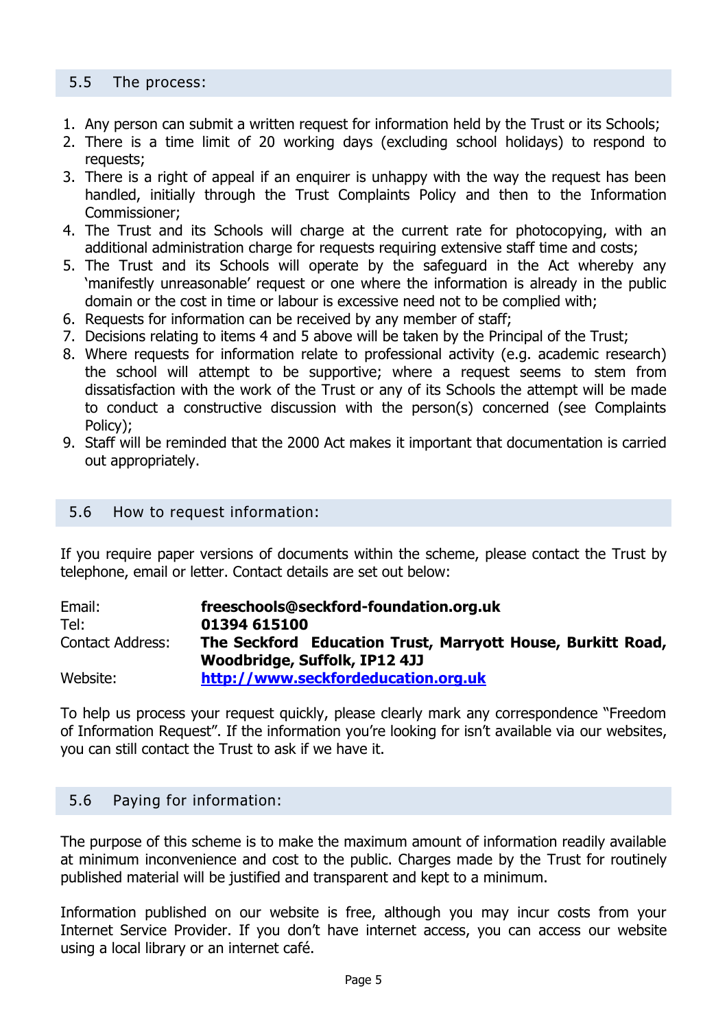## 5.5 The process:

1. Any person can submit a written request for information held by the Trust or its Schools;
2. There is a time limit of 20 working days (excluding school holidays) to respond to requests;
3. There is a right of appeal if an enquirer is unhappy with the way the request has been handled, initially through the Trust Complaints Policy and then to the Information Commissioner;
4. The Trust and its Schools will charge at the current rate for photocopying, with an additional administration charge for requests requiring extensive staff time and costs;
5. The Trust and its Schools will operate by the safeguard in the Act whereby any 'manifestly unreasonable' request or one where the information is already in the public domain or the cost in time or labour is excessive need not to be complied with;
6. Requests for information can be received by any member of staff;
7. Decisions relating to items 4 and 5 above will be taken by the Principal of the Trust;
8. Where requests for information relate to professional activity (e.g. academic research) the school will attempt to be supportive; where a request seems to stem from dissatisfaction with the work of the Trust or any of its Schools the attempt will be made to conduct a constructive discussion with the person(s) concerned (see Complaints Policy);
9. Staff will be reminded that the 2000 Act makes it important that documentation is carried out appropriately.

## 5.6 How to request information:

If you require paper versions of documents within the scheme, please contact the Trust by telephone, email or letter. Contact details are set out below:

| | |
|---|---|
| Email: | **freeschools@seckford-foundation.org.uk** |
| Tel: | **01394 615100** |
| Contact Address: | **The Seckford Education Trust, Marryott House, Burkitt Road, Woodbridge, Suffolk, IP12 4JJ** |
| Website: | **http://www.seckfordeducation.org.uk** |

To help us process your request quickly, please clearly mark any correspondence "Freedom of Information Request". If the information you're looking for isn't available via our websites, you can still contact the Trust to ask if we have it.

## 5.6 Paying for information:

The purpose of this scheme is to make the maximum amount of information readily available at minimum inconvenience and cost to the public. Charges made by the Trust for routinely published material will be justified and transparent and kept to a minimum.

Information published on our website is free, although you may incur costs from your Internet Service Provider. If you don't have internet access, you can access our website using a local library or an internet café.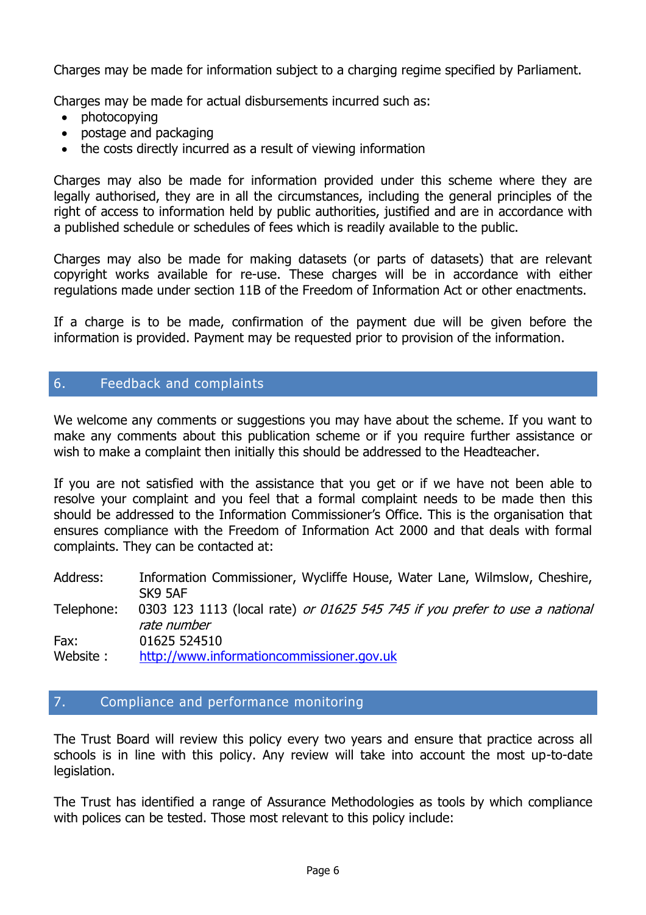Charges may be made for information subject to a charging regime specified by Parliament.

Charges may be made for actual disbursements incurred such as:

- photocopying
- postage and packaging
- the costs directly incurred as a result of viewing information

Charges may also be made for information provided under this scheme where they are legally authorised, they are in all the circumstances, including the general principles of the right of access to information held by public authorities, justified and are in accordance with a published schedule or schedules of fees which is readily available to the public.

Charges may also be made for making datasets (or parts of datasets) that are relevant copyright works available for re-use. These charges will be in accordance with either regulations made under section 11B of the Freedom of Information Act or other enactments.

If a charge is to be made, confirmation of the payment due will be given before the information is provided. Payment may be requested prior to provision of the information.

## 6. Feedback and complaints

We welcome any comments or suggestions you may have about the scheme. If you want to make any comments about this publication scheme or if you require further assistance or wish to make a complaint then initially this should be addressed to the Headteacher.

If you are not satisfied with the assistance that you get or if we have not been able to resolve your complaint and you feel that a formal complaint needs to be made then this should be addressed to the Information Commissioner's Office. This is the organisation that ensures compliance with the Freedom of Information Act 2000 and that deals with formal complaints. They can be contacted at:

| | |
|---|---|
| Address: | Information Commissioner, Wycliffe House, Water Lane, Wilmslow, Cheshire, SK9 5AF |
| Telephone: | 0303 123 1113 (local rate) *or 01625 545 745 if you prefer to use a national rate number* |
| Fax: | 01625 524510 |
| Website : | http://www.informationcommissioner.gov.uk |

## 7. Compliance and performance monitoring

The Trust Board will review this policy every two years and ensure that practice across all schools is in line with this policy. Any review will take into account the most up-to-date legislation.

The Trust has identified a range of Assurance Methodologies as tools by which compliance with polices can be tested. Those most relevant to this policy include: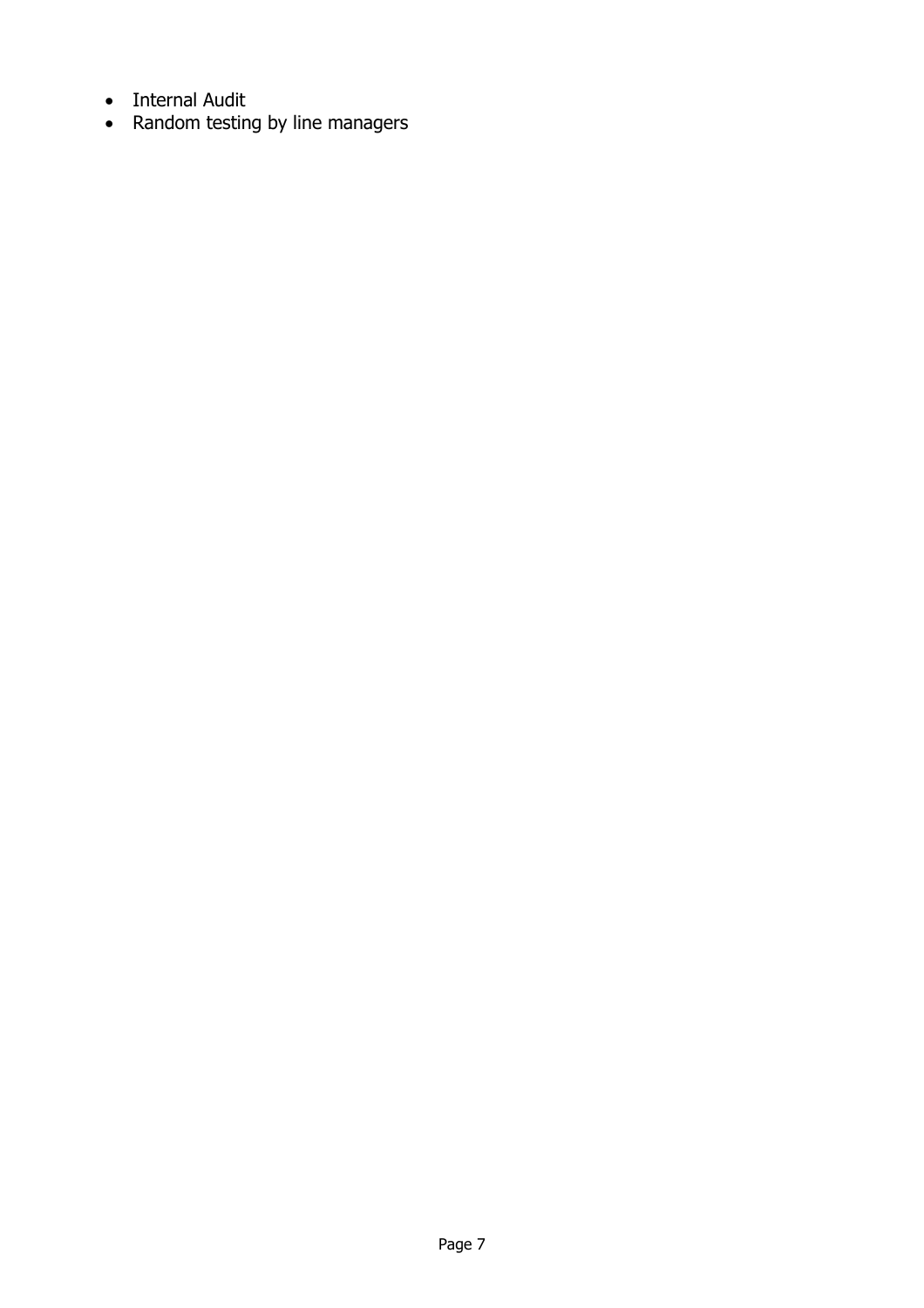- Internal Audit
- Random testing by line managers